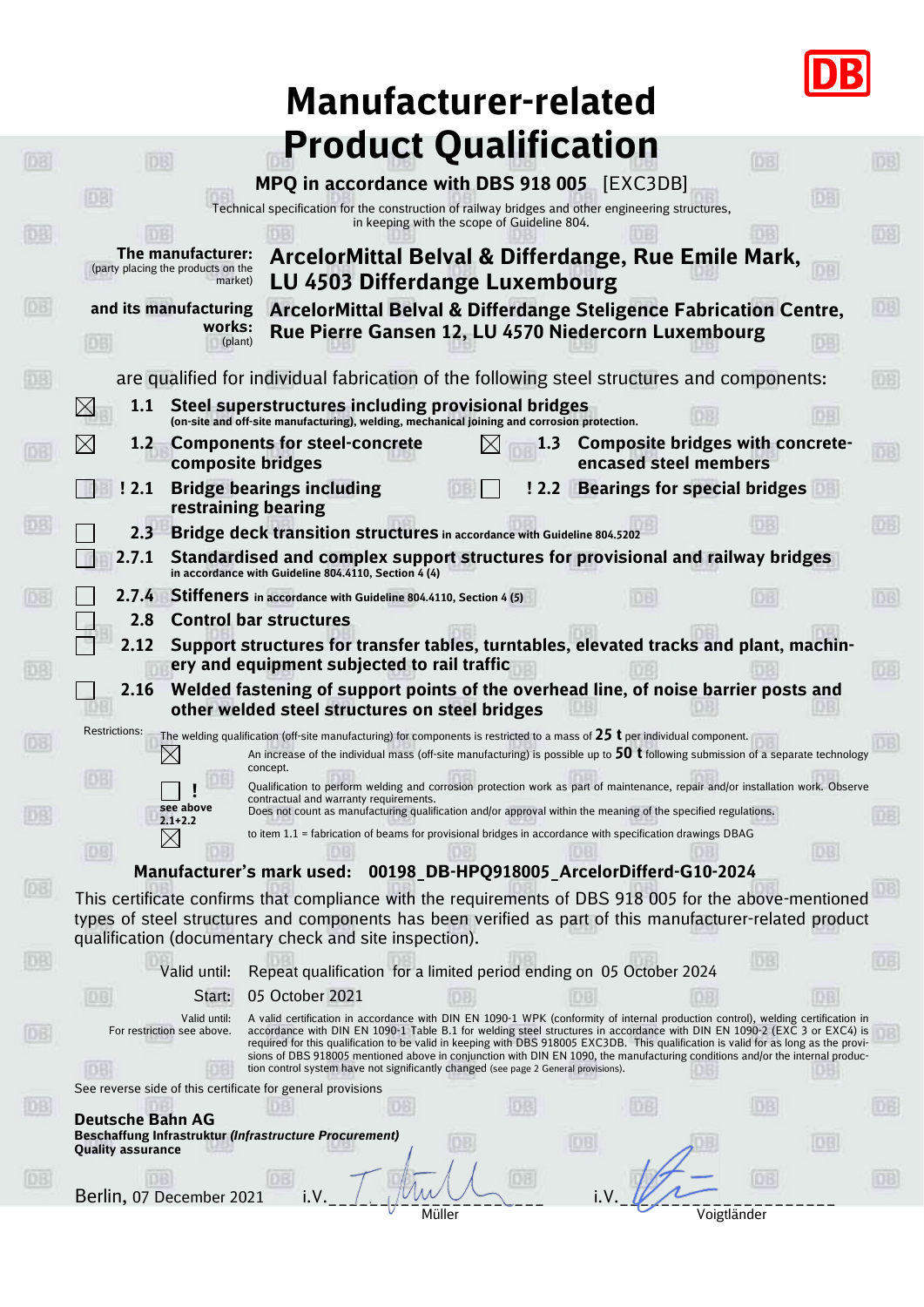# Manufacturer-related Product Qualification

**MPQ in accordance with DBS 918 005** [EXC3DB]

Technical specification for the construction of railway bridges and other engineering structures, in keeping with the scope of Guideline 804.

**The manufacturer:** (party placing the products on the market) **ArcelorMittal Belval & Differdange, Rue Emile Mark, LU 4503 Differdange Luxembourg**

**and its manufacturing works:** (plant) **ArcelorMittal Belval & Differdange Steligence Fabrication Centre, Rue Pierre Gansen 12, LU 4570 Niedercorn Luxembourg**

are qualified for individual fabrication of the following steel structures and components:

- ☒ **1.1 Steel superstructures including provisional bridges** (on-site and off-site manufacturing), welding, mechanical joining and corrosion protection.
- ☒ **1.2 Components for steel-concrete composite bridges**
- ☒ **1.3 Composite bridges with concrete-encased steel members**
- ☐ **! 2.1 Bridge bearings including restraining bearing**
- ☐ **! 2.2 Bearings for special bridges**
- ☐ **2.3 Bridge deck transition structures** in accordance with Guideline 804.5202
- ☐ **2.7.1 Standardised and complex support structures for provisional and railway bridges** in accordance with Guideline 804.4110, Section 4 (4)
- ☐ **2.7.4 Stiffeners** in accordance with Guideline 804.4110, Section 4 (5)
- ☐ **2.8 Control bar structures**
- ☐ **2.12 Support structures for transfer tables, turntables, elevated tracks and plant, machinery and equipment subjected to rail traffic**
- ☐ **2.16 Welded fastening of support points of the overhead line, of noise barrier posts and other welded steel structures on steel bridges**

Restrictions: The welding qualification (off-site manufacturing) for components is restricted to a mass of **25 t** per individual component.

- ☒ An increase of the individual mass (off-site manufacturing) is possible up to **50 t** following submission of a separate technology concept.
- ☐ ! Qualification to perform welding and corrosion protection work as part of maintenance, repair and/or installation work. Observe contractual and warranty requirements.
- see above 2.1+2.2: Does not count as manufacturing qualification and/or approval within the meaning of the specified regulations.
- ☒ to item 1.1 = fabrication of beams for provisional bridges in accordance with specification drawings DBAG

**Manufacturer's mark used: 00198_DB-HPQ918005_ArcelorDifferd-G10-2024**

This certificate confirms that compliance with the requirements of DBS 918 005 for the above-mentioned types of steel structures and components has been verified as part of this manufacturer-related product qualification (documentary check and site inspection).

Valid until: Repeat qualification for a limited period ending on 05 October 2024

Start: 05 October 2021

Valid until: For restriction see above. A valid certification in accordance with DIN EN 1090-1 WPK (conformity of internal production control), welding certification in accordance with DIN EN 1090-1 Table B.1 for welding steel structures in accordance with DIN EN 1090-2 (EXC 3 or EXC4) is required for this qualification to be valid in keeping with DBS 918005 EXC3DB. This qualification is valid for as long as the provisions of DBS 918005 mentioned above in conjunction with DIN EN 1090, the manufacturing conditions and/or the internal production control system have not significantly changed (see page 2 General provisions).

See reverse side of this certificate for general provisions

**Deutsche Bahn AG**
**Beschaffung Infrastruktur *(Infrastructure Procurement)***
**Quality assurance**

Berlin, 07 December 2021

i.V. Müller

i.V. Voigtländer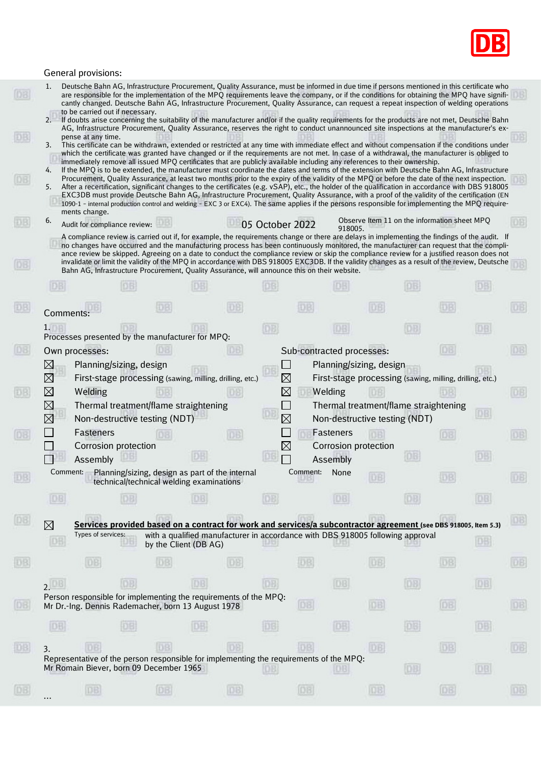General provisions:

1. Deutsche Bahn AG, Infrastructure Procurement, Quality Assurance, must be informed in due time if persons mentioned in this certificate who are responsible for the implementation of the MPQ requirements leave the company, or if the conditions for obtaining the MPQ have significantly changed. Deutsche Bahn AG, Infrastructure Procurement, Quality Assurance, can request a repeat inspection of welding operations to be carried out if necessary.
2. If doubts arise concerning the suitability of the manufacturer and/or if the quality requirements for the products are not met, Deutsche Bahn AG, Infrastructure Procurement, Quality Assurance, reserves the right to conduct unannounced site inspections at the manufacturer's expense at any time.
3. This certificate can be withdrawn, extended or restricted at any time with immediate effect and without compensation if the conditions under which the certificate was granted have changed or if the requirements are not met. In case of a withdrawal, the manufacturer is obliged to immediately remove all issued MPQ certificates that are publicly available including any references to their ownership.
4. If the MPQ is to be extended, the manufacturer must coordinate the dates and terms of the extension with Deutsche Bahn AG, Infrastructure Procurement, Quality Assurance, at least two months prior to the expiry of the validity of the MPQ or before the date of the next inspection.
5. After a recertification, significant changes to the certificates (e.g. vSAP), etc., the holder of the qualification in accordance with DBS 918005 EXC3DB must provide Deutsche Bahn AG, Infrastructure Procurement, Quality Assurance, with a proof of the validity of the certification (EN 1090-1 - internal production control and welding - EXC 3 or EXC4). The same applies if the persons responsible for implementing the MPQ requirements change.
6. Audit for compliance review: 05 October 2022 — Observe Item 11 on the information sheet MPQ 918005.

   A compliance review is carried out if, for example, the requirements change or there are delays in implementing the findings of the audit. If no changes have occurred and the manufacturing process has been continuously monitored, the manufacturer can request that the compliance review be skipped. Agreeing on a date to conduct the compliance review or skip the compliance review for a justified reason does not invalidate or limit the validity of the MPQ in accordance with DBS 918005 EXC3DB. If the validity changes as a result of the review, Deutsche Bahn AG, Infrastructure Procurement, Quality Assurance, will announce this on their website.

Comments:

1.
Processes presented by the manufacturer for MPQ:

| Own processes: | Sub-contracted processes: |
|---|---|
| ☒ Planning/sizing, design | ☐ Planning/sizing, design |
| ☒ First-stage processing (sawing, milling, drilling, etc.) | ☒ First-stage processing (sawing, milling, drilling, etc.) |
| ☒ Welding | ☒ Welding |
| ☒ Thermal treatment/flame straightening | ☐ Thermal treatment/flame straightening |
| ☒ Non-destructive testing (NDT) | ☒ Non-destructive testing (NDT) |
| ☐ Fasteners | ☐ Fasteners |
| ☐ Corrosion protection | ☒ Corrosion protection |
| ☐ Assembly | ☐ Assembly |
| Comment: Planning/sizing, design as part of the internal technical/technical welding examinations | Comment: None |

☒ **Services provided based on a contract for work and services/a subcontractor agreement** (see DBS 918005, Item 5.3)

Types of services: with a qualified manufacturer in accordance with DBS 918005 following approval by the Client (DB AG)

2.
Person responsible for implementing the requirements of the MPQ:
Mr Dr.-Ing. Dennis Rademacher, born 13 August 1978

3.
Representative of the person responsible for implementing the requirements of the MPQ:
Mr Romain Biever, born 09 December 1965

...